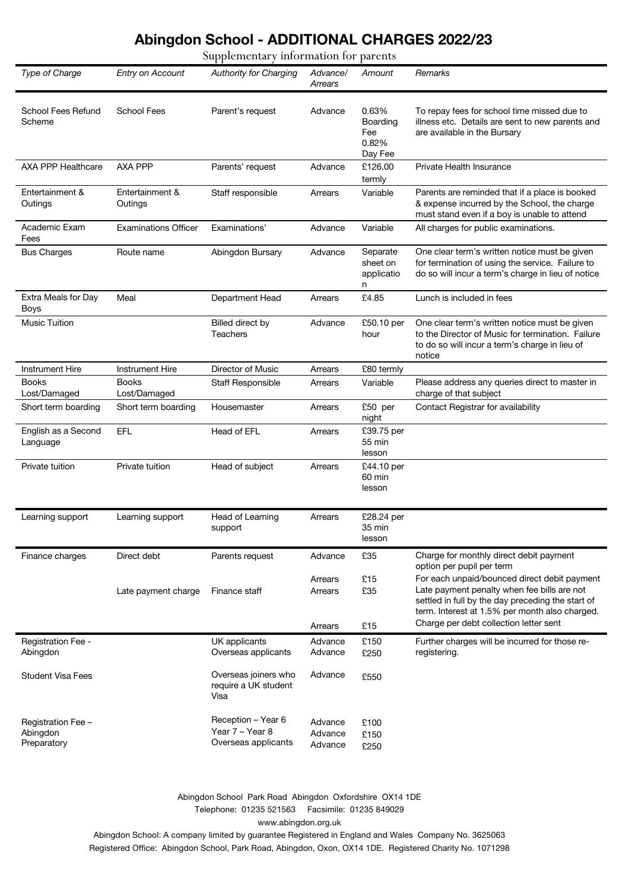# Abingdon School - ADDITIONAL CHARGES 2022/23

Supplementary information for parents

| *Type of Charge* | *Entry on Account* | *Authority for Charging* | *Advance/ Arrears* | *Amount* | *Remarks* |
|---|---|---|---|---|---|
| School Fees Refund Scheme | School Fees | Parent's request | Advance | 0.63% Boarding Fee 0.82% Day Fee | To repay fees for school time missed due to illness etc. Details are sent to new parents and are available in the Bursary |
| AXA PPP Healthcare | AXA PPP | Parents' request | Advance | £126.00 termly | Private Health Insurance |
| Entertainment & Outings | Entertainment & Outings | Staff responsible | Arrears | Variable | Parents are reminded that if a place is booked & expense incurred by the School, the charge must stand even if a boy is unable to attend |
| Academic Exam Fees | Examinations Officer | Examinations' | Advance | Variable | All charges for public examinations. |
| Bus Charges | Route name | Abingdon Bursary | Advance | Separate sheet on application | One clear term's written notice must be given for termination of using the service. Failure to do so will incur a term's charge in lieu of notice |
| Extra Meals for Day Boys | Meal | Department Head | Arrears | £4.85 | Lunch is included in fees |
| Music Tuition | | Billed direct by Teachers | Advance | £50.10 per hour | One clear term's written notice must be given to the Director of Music for termination. Failure to do so will incur a term's charge in lieu of notice |
| Instrument Hire | Instrument Hire | Director of Music | Arrears | £80 termly | |
| Books Lost/Damaged | Books Lost/Damaged | Staff Responsible | Arrears | Variable | Please address any queries direct to master in charge of that subject |
| Short term boarding | Short term boarding | Housemaster | Arrears | £50 per night | Contact Registrar for availability |
| English as a Second Language | EFL | Head of EFL | Arrears | £39.75 per 55 min lesson | |
| Private tuition | Private tuition | Head of subject | Arrears | £44.10 per 60 min lesson | |
| Learning support | Learning support | Head of Learning support | Arrears | £28.24 per 35 min lesson | |
| Finance charges | Direct debt | Parents request | Advance | £35 | Charge for monthly direct debit payment option per pupil per term |
| | | | Arrears | £15 | For each unpaid/bounced direct debit payment |
| | Late payment charge | Finance staff | Arrears | £35 | Late payment penalty when fee bills are not settled in full by the day preceding the start of term. Interest at 1.5% per month also charged. |
| | | | Arrears | £15 | Charge per debt collection letter sent |
| Registration Fee - Abingdon | | UK applicants | Advance | £150 | Further charges will be incurred for those re-registering. |
| | | Overseas applicants | Advance | £250 | |
| Student Visa Fees | | Overseas joiners who require a UK student Visa | Advance | £550 | |
| Registration Fee – Abingdon Preparatory | | Reception – Year 6 | Advance | £100 | |
| | | Year 7 – Year 8 | Advance | £150 | |
| | | Overseas applicants | Advance | £250 | |

Abingdon School Park Road Abingdon Oxfordshire OX14 1DE
Telephone: 01235 521563 Facsimile: 01235 849029
www.abingdon.org.uk
Abingdon School: A company limited by guarantee Registered in England and Wales Company No. 3625063
Registered Office: Abingdon School, Park Road, Abingdon, Oxon, OX14 1DE. Registered Charity No. 1071298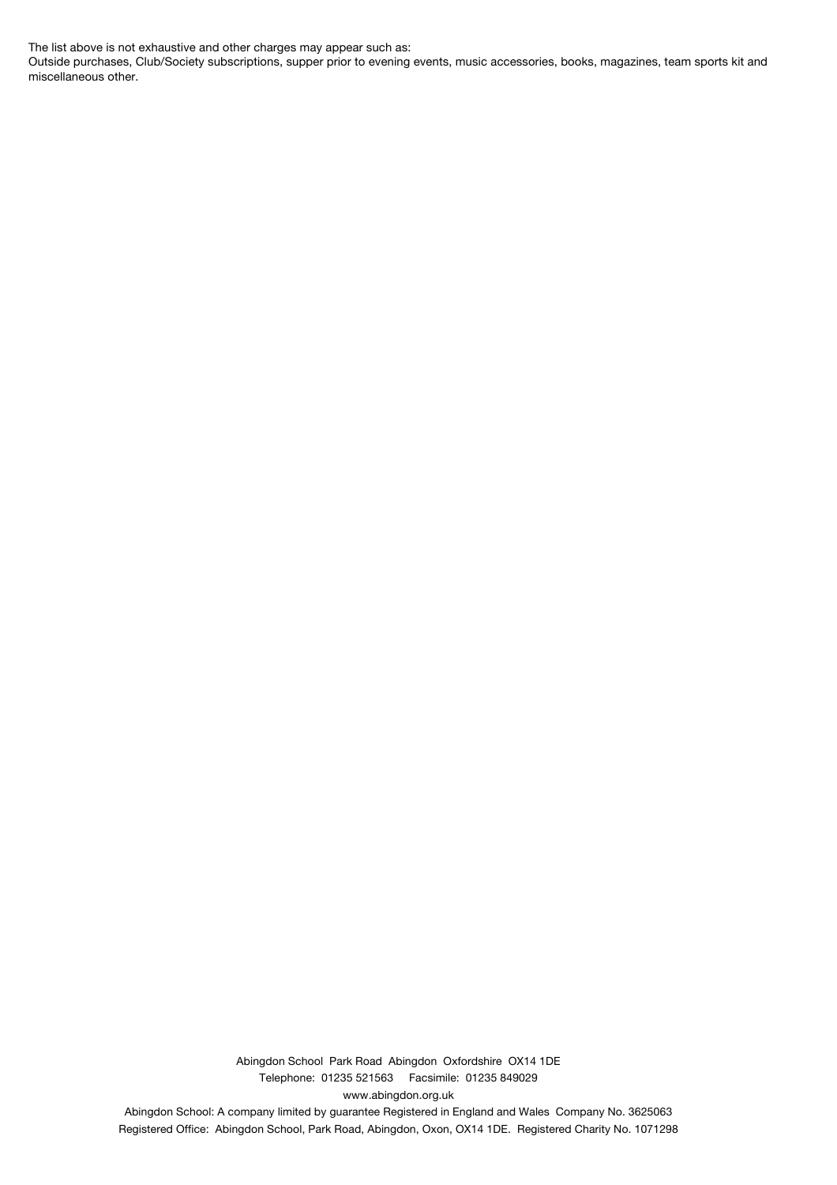The list above is not exhaustive and other charges may appear such as:
Outside purchases, Club/Society subscriptions, supper prior to evening events, music accessories, books, magazines, team sports kit and miscellaneous other.

Abingdon School Park Road Abingdon Oxfordshire OX14 1DE
Telephone: 01235 521563 Facsimile: 01235 849029
www.abingdon.org.uk
Abingdon School: A company limited by guarantee Registered in England and Wales Company No. 3625063
Registered Office: Abingdon School, Park Road, Abingdon, Oxon, OX14 1DE. Registered Charity No. 1071298